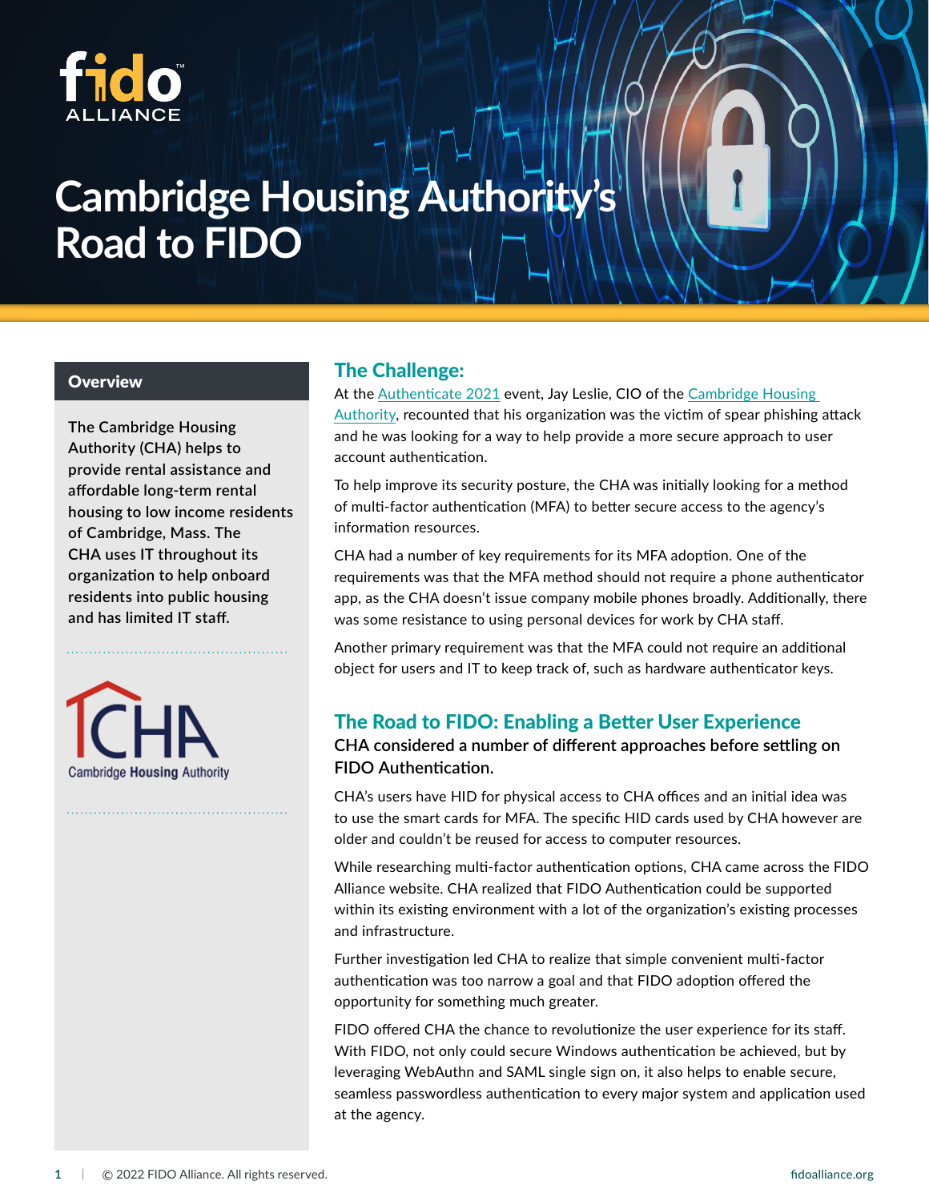# Cambridge Housing Authority's Road to FIDO

## Overview

The Cambridge Housing Authority (CHA) helps to provide rental assistance and affordable long-term rental housing to low income residents of Cambridge, Mass. The CHA uses IT throughout its organization to help onboard residents into public housing and has limited IT staff.

## The Challenge:

At the Authenticate 2021 event, Jay Leslie, CIO of the Cambridge Housing Authority, recounted that his organization was the victim of spear phishing attack and he was looking for a way to help provide a more secure approach to user account authentication.

To help improve its security posture, the CHA was initially looking for a method of multi-factor authentication (MFA) to better secure access to the agency's information resources.

CHA had a number of key requirements for its MFA adoption. One of the requirements was that the MFA method should not require a phone authenticator app, as the CHA doesn't issue company mobile phones broadly. Additionally, there was some resistance to using personal devices for work by CHA staff.

Another primary requirement was that the MFA could not require an additional object for users and IT to keep track of, such as hardware authenticator keys.

## The Road to FIDO: Enabling a Better User Experience

**CHA considered a number of different approaches before settling on FIDO Authentication.**

CHA's users have HID for physical access to CHA offices and an initial idea was to use the smart cards for MFA. The specific HID cards used by CHA however are older and couldn't be reused for access to computer resources.

While researching multi-factor authentication options, CHA came across the FIDO Alliance website. CHA realized that FIDO Authentication could be supported within its existing environment with a lot of the organization's existing processes and infrastructure.

Further investigation led CHA to realize that simple convenient multi-factor authentication was too narrow a goal and that FIDO adoption offered the opportunity for something much greater.

FIDO offered CHA the chance to revolutionize the user experience for its staff. With FIDO, not only could secure Windows authentication be achieved, but by leveraging WebAuthn and SAML single sign on, it also helps to enable secure, seamless passwordless authentication to every major system and application used at the agency.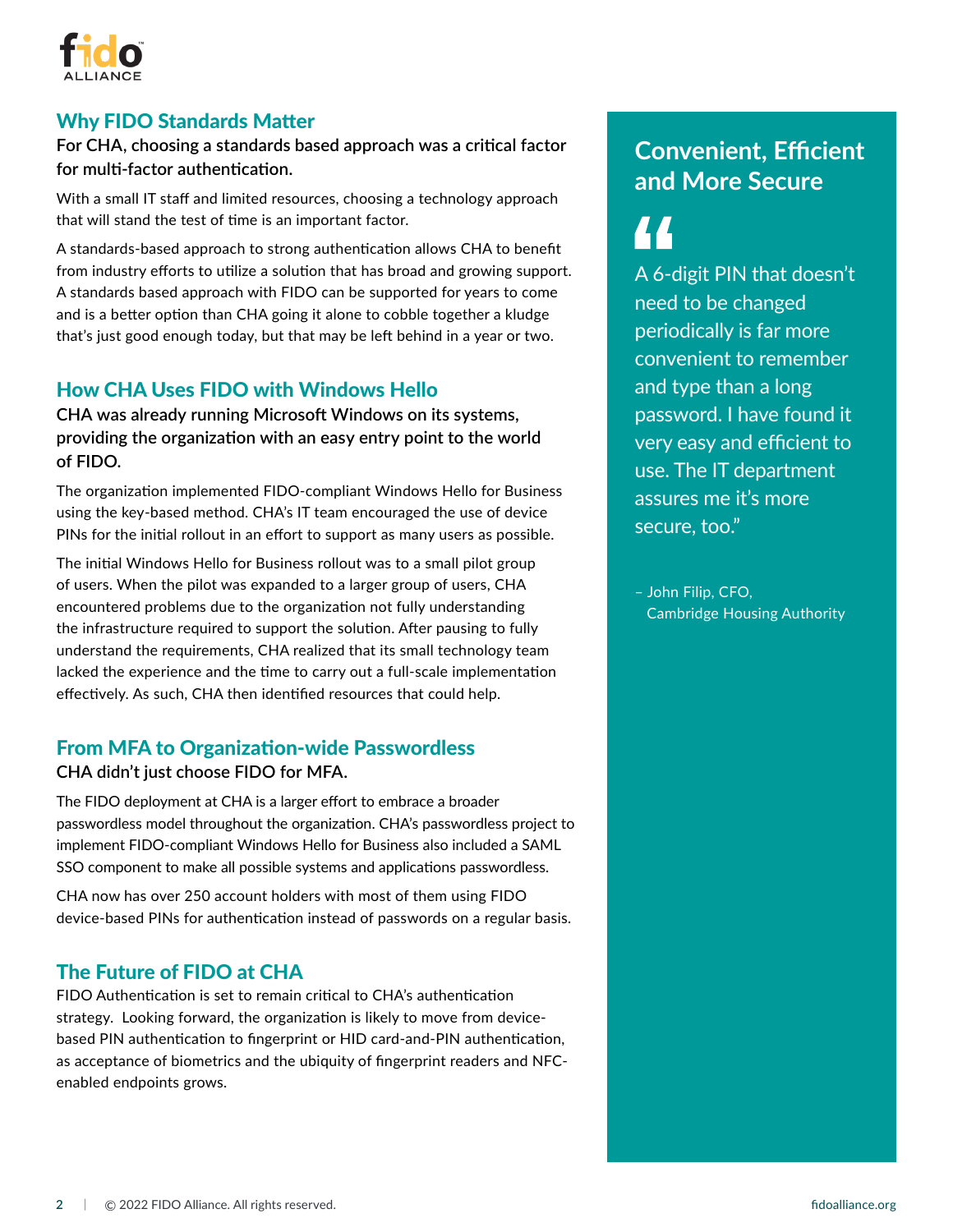## Why FIDO Standards Matter

**For CHA, choosing a standards based approach was a critical factor for multi-factor authentication.**

With a small IT staff and limited resources, choosing a technology approach that will stand the test of time is an important factor.

A standards-based approach to strong authentication allows CHA to benefit from industry efforts to utilize a solution that has broad and growing support. A standards based approach with FIDO can be supported for years to come and is a better option than CHA going it alone to cobble together a kludge that's just good enough today, but that may be left behind in a year or two.

## How CHA Uses FIDO with Windows Hello

**CHA was already running Microsoft Windows on its systems, providing the organization with an easy entry point to the world of FIDO.**

The organization implemented FIDO-compliant Windows Hello for Business using the key-based method. CHA's IT team encouraged the use of device PINs for the initial rollout in an effort to support as many users as possible.

The initial Windows Hello for Business rollout was to a small pilot group of users. When the pilot was expanded to a larger group of users, CHA encountered problems due to the organization not fully understanding the infrastructure required to support the solution. After pausing to fully understand the requirements, CHA realized that its small technology team lacked the experience and the time to carry out a full-scale implementation effectively. As such, CHA then identified resources that could help.

## From MFA to Organization-wide Passwordless

**CHA didn't just choose FIDO for MFA.**

The FIDO deployment at CHA is a larger effort to embrace a broader passwordless model throughout the organization. CHA's passwordless project to implement FIDO-compliant Windows Hello for Business also included a SAML SSO component to make all possible systems and applications passwordless.

CHA now has over 250 account holders with most of them using FIDO device-based PINs for authentication instead of passwords on a regular basis.

## The Future of FIDO at CHA

FIDO Authentication is set to remain critical to CHA's authentication strategy. Looking forward, the organization is likely to move from device-based PIN authentication to fingerprint or HID card-and-PIN authentication, as acceptance of biometrics and the ubiquity of fingerprint readers and NFC-enabled endpoints grows.

## Convenient, Efficient and More Secure

> "A 6-digit PIN that doesn't need to be changed periodically is far more convenient to remember and type than a long password. I have found it very easy and efficient to use. The IT department assures me it's more secure, too."
>
> – John Filip, CFO, Cambridge Housing Authority